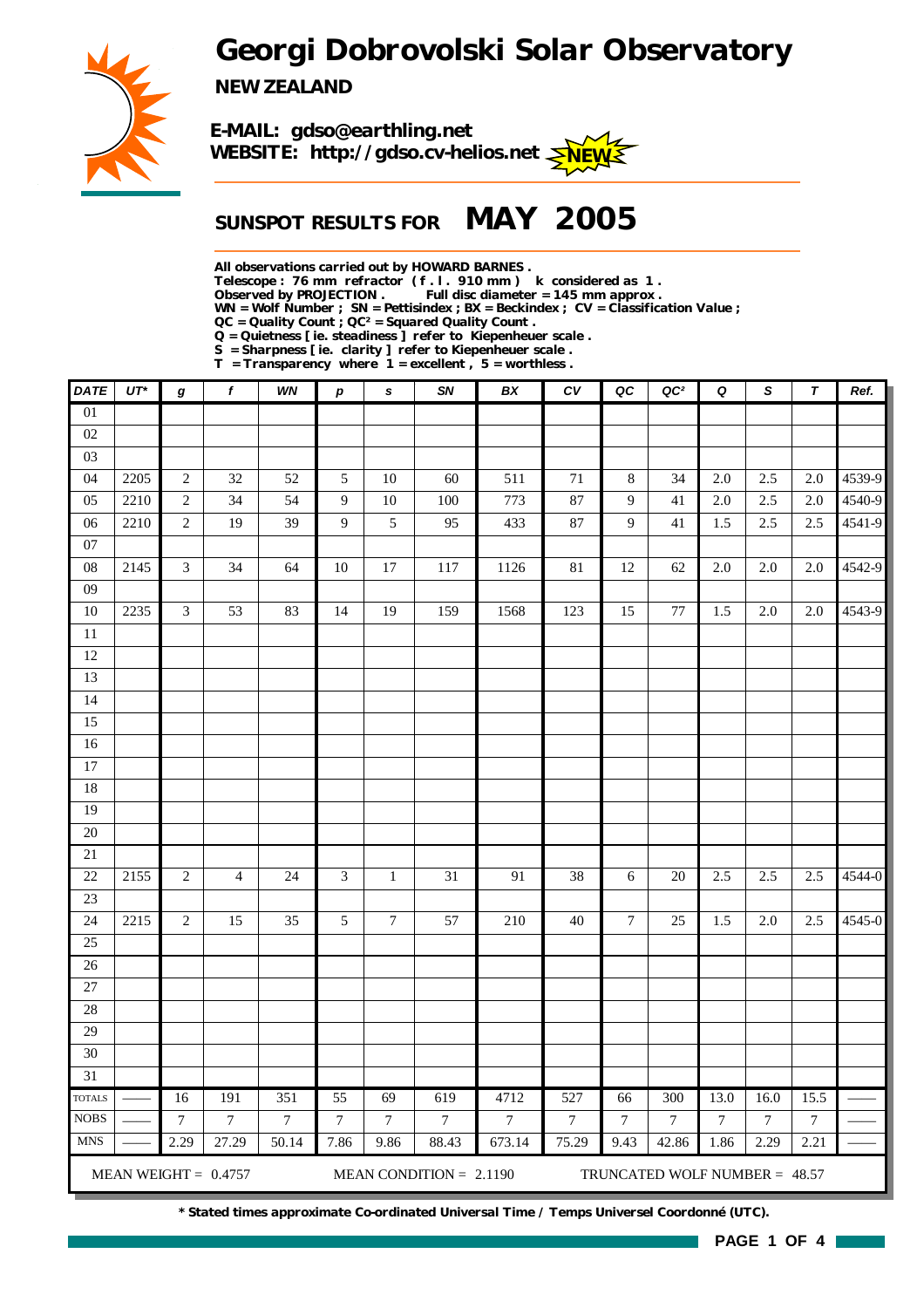# Georgi Dobrovolski Solar Observatory

**NEW ZEALAND**

**E-MAIL: gdso@earthling.net**
**WEBSITE: http://gdso.cv-helios.net** NEW

## SUNSPOT RESULTS FOR MAY 2005

All observations carried out by HOWARD BARNES .
Telescope : 76 mm refractor ( f . l . 910 mm ) k considered as 1 .
Observed by PROJECTION . Full disc diameter = 145 mm approx .
WN = Wolf Number ; SN = Pettisindex ; BX = Beckindex ; CV = Classification Value ;
QC = Quality Count ; QC² = Squared Quality Count .
Q = Quietness [ ie. steadiness ] refer to Kiepenheuer scale .
S = Sharpness [ ie. clarity ] refer to Kiepenheuer scale .
T = Transparency where 1 = excellent , 5 = worthless .

| DATE | UT* | g | f | WN | p | s | SN | BX | CV | QC | QC² | Q | S | T | Ref. |
|---|---|---|---|---|---|---|---|---|---|---|---|---|---|---|---|
| 01 | | | | | | | | | | | | | | | |
| 02 | | | | | | | | | | | | | | | |
| 03 | | | | | | | | | | | | | | | |
| 04 | 2205 | 2 | 32 | 52 | 5 | 10 | 60 | 511 | 71 | 8 | 34 | 2.0 | 2.5 | 2.0 | 4539-9 |
| 05 | 2210 | 2 | 34 | 54 | 9 | 10 | 100 | 773 | 87 | 9 | 41 | 2.0 | 2.5 | 2.0 | 4540-9 |
| 06 | 2210 | 2 | 19 | 39 | 9 | 5 | 95 | 433 | 87 | 9 | 41 | 1.5 | 2.5 | 2.5 | 4541-9 |
| 07 | | | | | | | | | | | | | | | |
| 08 | 2145 | 3 | 34 | 64 | 10 | 17 | 117 | 1126 | 81 | 12 | 62 | 2.0 | 2.0 | 2.0 | 4542-9 |
| 09 | | | | | | | | | | | | | | | |
| 10 | 2235 | 3 | 53 | 83 | 14 | 19 | 159 | 1568 | 123 | 15 | 77 | 1.5 | 2.0 | 2.0 | 4543-9 |
| 11 | | | | | | | | | | | | | | | |
| 12 | | | | | | | | | | | | | | | |
| 13 | | | | | | | | | | | | | | | |
| 14 | | | | | | | | | | | | | | | |
| 15 | | | | | | | | | | | | | | | |
| 16 | | | | | | | | | | | | | | | |
| 17 | | | | | | | | | | | | | | | |
| 18 | | | | | | | | | | | | | | | |
| 19 | | | | | | | | | | | | | | | |
| 20 | | | | | | | | | | | | | | | |
| 21 | | | | | | | | | | | | | | | |
| 22 | 2155 | 2 | 4 | 24 | 3 | 1 | 31 | 91 | 38 | 6 | 20 | 2.5 | 2.5 | 2.5 | 4544-0 |
| 23 | | | | | | | | | | | | | | | |
| 24 | 2215 | 2 | 15 | 35 | 5 | 7 | 57 | 210 | 40 | 7 | 25 | 1.5 | 2.0 | 2.5 | 4545-0 |
| 25 | | | | | | | | | | | | | | | |
| 26 | | | | | | | | | | | | | | | |
| 27 | | | | | | | | | | | | | | | |
| 28 | | | | | | | | | | | | | | | |
| 29 | | | | | | | | | | | | | | | |
| 30 | | | | | | | | | | | | | | | |
| 31 | | | | | | | | | | | | | | | |
| TOTALS | —— | 16 | 191 | 351 | 55 | 69 | 619 | 4712 | 527 | 66 | 300 | 13.0 | 16.0 | 15.5 | —— |
| NOBS | —— | 7 | 7 | 7 | 7 | 7 | 7 | 7 | 7 | 7 | 7 | 7 | 7 | 7 | —— |
| MNS | —— | 2.29 | 27.29 | 50.14 | 7.86 | 9.86 | 88.43 | 673.14 | 75.29 | 9.43 | 42.86 | 1.86 | 2.29 | 2.21 | —— |

MEAN WEIGHT = 0.4757 MEAN CONDITION = 2.1190 TRUNCATED WOLF NUMBER = 48.57

**\* Stated times approximate Co-ordinated Universal Time / Temps Universel Coordonné (UTC).**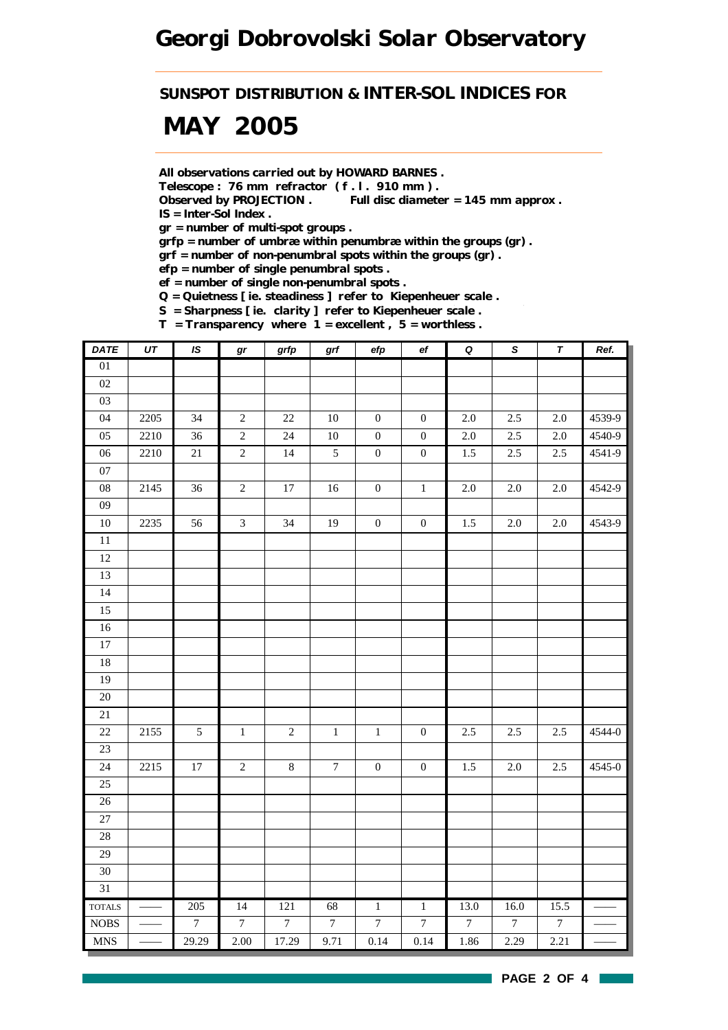# Georgi Dobrovolski Solar Observatory

## SUNSPOT DISTRIBUTION & INTER-SOL INDICES FOR

# MAY 2005

**All observations carried out by HOWARD BARNES .**
**Telescope : 76 mm refractor ( f . l . 910 mm ) .**
**Observed by PROJECTION .  Full disc diameter = 145 mm approx .**
**IS = Inter-Sol Index .**
**gr = number of multi-spot groups .**
**grfp = number of umbræ within penumbræ within the groups (gr) .**
**grf = number of non-penumbral spots within the groups (gr) .**
**efp = number of single penumbral spots .**
**ef = number of single non-penumbral spots .**
**Q = Quietness [ ie. steadiness ] refer to Kiepenheuer scale .**
**S = Sharpness [ ie. clarity ] refer to Kiepenheuer scale .**
**T = Transparency where 1 = excellent , 5 = worthless .**

| DATE | UT | IS | gr | grfp | grf | efp | ef | Q | S | T | Ref. |
|---|---|---|---|---|---|---|---|---|---|---|---|
| 01 | | | | | | | | | | | |
| 02 | | | | | | | | | | | |
| 03 | | | | | | | | | | | |
| 04 | 2205 | 34 | 2 | 22 | 10 | 0 | 0 | 2.0 | 2.5 | 2.0 | 4539-9 |
| 05 | 2210 | 36 | 2 | 24 | 10 | 0 | 0 | 2.0 | 2.5 | 2.0 | 4540-9 |
| 06 | 2210 | 21 | 2 | 14 | 5 | 0 | 0 | 1.5 | 2.5 | 2.5 | 4541-9 |
| 07 | | | | | | | | | | | |
| 08 | 2145 | 36 | 2 | 17 | 16 | 0 | 1 | 2.0 | 2.0 | 2.0 | 4542-9 |
| 09 | | | | | | | | | | | |
| 10 | 2235 | 56 | 3 | 34 | 19 | 0 | 0 | 1.5 | 2.0 | 2.0 | 4543-9 |
| 11 | | | | | | | | | | | |
| 12 | | | | | | | | | | | |
| 13 | | | | | | | | | | | |
| 14 | | | | | | | | | | | |
| 15 | | | | | | | | | | | |
| 16 | | | | | | | | | | | |
| 17 | | | | | | | | | | | |
| 18 | | | | | | | | | | | |
| 19 | | | | | | | | | | | |
| 20 | | | | | | | | | | | |
| 21 | | | | | | | | | | | |
| 22 | 2155 | 5 | 1 | 2 | 1 | 1 | 0 | 2.5 | 2.5 | 2.5 | 4544-0 |
| 23 | | | | | | | | | | | |
| 24 | 2215 | 17 | 2 | 8 | 7 | 0 | 0 | 1.5 | 2.0 | 2.5 | 4545-0 |
| 25 | | | | | | | | | | | |
| 26 | | | | | | | | | | | |
| 27 | | | | | | | | | | | |
| 28 | | | | | | | | | | | |
| 29 | | | | | | | | | | | |
| 30 | | | | | | | | | | | |
| 31 | | | | | | | | | | | |
| TOTALS | —— | 205 | 14 | 121 | 68 | 1 | 1 | 13.0 | 16.0 | 15.5 | —— |
| NOBS | —— | 7 | 7 | 7 | 7 | 7 | 7 | 7 | 7 | 7 | —— |
| MNS | —— | 29.29 | 2.00 | 17.29 | 9.71 | 0.14 | 0.14 | 1.86 | 2.29 | 2.21 | —— |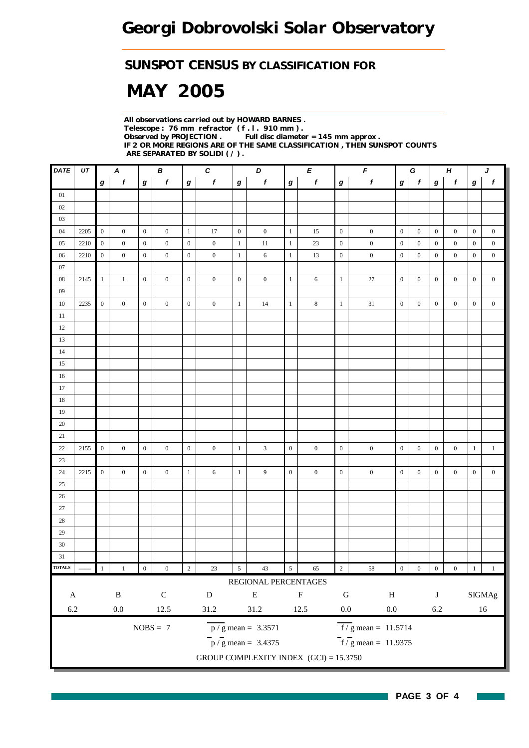# Georgi Dobrovolski Solar Observatory

## SUNSPOT CENSUS BY CLASSIFICATION FOR

# MAY 2005

**All observations carried out by HOWARD BARNES .**
**Telescope : 76 mm refractor ( f . l . 910 mm ) .**
**Observed by PROJECTION . Full disc diameter = 145 mm approx .**
**IF 2 OR MORE REGIONS ARE OF THE SAME CLASSIFICATION , THEN SUNSPOT COUNTS ARE SEPARATED BY SOLIDI ( / ) .**

| DATE | UT | A | | B | | C | | D | | E | | F | | G | | H | | J | |
|---|---|---|---|---|---|---|---|---|---|---|---|---|---|---|---|---|---|---|---|
| | | g | f | g | f | g | f | g | f | g | f | g | f | g | f | g | f | g | f |
| 01 | | | | | | | | | | | | | | | | | | | |
| 02 | | | | | | | | | | | | | | | | | | | |
| 03 | | | | | | | | | | | | | | | | | | | |
| 04 | 2205 | 0 | 0 | 0 | 0 | 1 | 17 | 0 | 0 | 1 | 15 | 0 | 0 | 0 | 0 | 0 | 0 | 0 | 0 |
| 05 | 2210 | 0 | 0 | 0 | 0 | 0 | 0 | 1 | 11 | 1 | 23 | 0 | 0 | 0 | 0 | 0 | 0 | 0 | 0 |
| 06 | 2210 | 0 | 0 | 0 | 0 | 0 | 0 | 1 | 6 | 1 | 13 | 0 | 0 | 0 | 0 | 0 | 0 | 0 | 0 |
| 07 | | | | | | | | | | | | | | | | | | | |
| 08 | 2145 | 1 | 1 | 0 | 0 | 0 | 0 | 0 | 0 | 1 | 6 | 1 | 27 | 0 | 0 | 0 | 0 | 0 | 0 |
| 09 | | | | | | | | | | | | | | | | | | | |
| 10 | 2235 | 0 | 0 | 0 | 0 | 0 | 0 | 1 | 14 | 1 | 8 | 1 | 31 | 0 | 0 | 0 | 0 | 0 | 0 |
| 11 | | | | | | | | | | | | | | | | | | | |
| 12 | | | | | | | | | | | | | | | | | | | |
| 13 | | | | | | | | | | | | | | | | | | | |
| 14 | | | | | | | | | | | | | | | | | | | |
| 15 | | | | | | | | | | | | | | | | | | | |
| 16 | | | | | | | | | | | | | | | | | | | |
| 17 | | | | | | | | | | | | | | | | | | | |
| 18 | | | | | | | | | | | | | | | | | | | |
| 19 | | | | | | | | | | | | | | | | | | | |
| 20 | | | | | | | | | | | | | | | | | | | |
| 21 | | | | | | | | | | | | | | | | | | | |
| 22 | 2155 | 0 | 0 | 0 | 0 | 0 | 0 | 1 | 3 | 0 | 0 | 0 | 0 | 0 | 0 | 0 | 0 | 1 | 1 |
| 23 | | | | | | | | | | | | | | | | | | | |
| 24 | 2215 | 0 | 0 | 0 | 0 | 1 | 6 | 1 | 9 | 0 | 0 | 0 | 0 | 0 | 0 | 0 | 0 | 0 | 0 |
| 25 | | | | | | | | | | | | | | | | | | | |
| 26 | | | | | | | | | | | | | | | | | | | |
| 27 | | | | | | | | | | | | | | | | | | | |
| 28 | | | | | | | | | | | | | | | | | | | |
| 29 | | | | | | | | | | | | | | | | | | | |
| 30 | | | | | | | | | | | | | | | | | | | |
| 31 | | | | | | | | | | | | | | | | | | | |
| TOTALS | —— | 1 | 1 | 0 | 0 | 2 | 23 | 5 | 43 | 5 | 65 | 2 | 58 | 0 | 0 | 0 | 0 | 1 | 1 |

REGIONAL PERCENTAGES

| A | B | C | D | E | F | G | H | J | SIGMAg |
|---|---|---|---|---|---|---|---|---|---|
| 6.2 | 0.0 | 12.5 | 31.2 | 31.2 | 12.5 | 0.0 | 0.0 | 6.2 | 16 |

NOBS = 7

$\overline{p} / g$ mean = 3.3571

$\overline{f} / g$ mean = 11.5714

$\overline{p} / \overline{g}$ mean = 3.4375

$\overline{f} / \overline{g}$ mean = 11.9375

GROUP COMPLEXITY INDEX (GCI) = 15.3750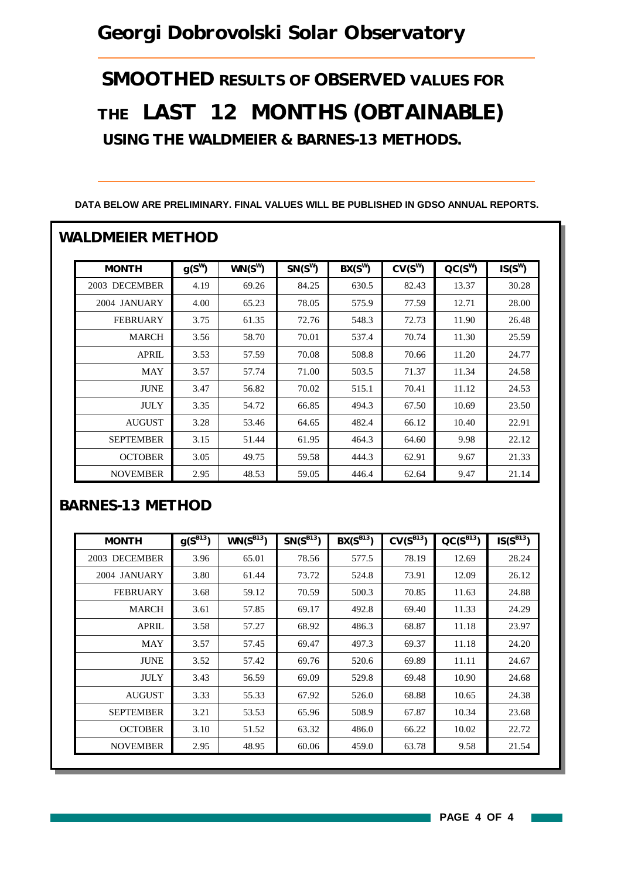# Georgi Dobrovolski Solar Observatory

# SMOOTHED RESULTS OF OBSERVED VALUES FOR THE LAST 12 MONTHS (OBTAINABLE) USING THE WALDMEIER & BARNES-13 METHODS.

DATA BELOW ARE PRELIMINARY. FINAL VALUES WILL BE PUBLISHED IN GDSO ANNUAL REPORTS.

## WALDMEIER METHOD

| MONTH | $g(S^W)$ | $WN(S^W)$ | $SN(S^W)$ | $BX(S^W)$ | $CV(S^W)$ | $QC(S^W)$ | $IS(S^W)$ |
|---|---|---|---|---|---|---|---|
| 2003 DECEMBER | 4.19 | 69.26 | 84.25 | 630.5 | 82.43 | 13.37 | 30.28 |
| 2004 JANUARY | 4.00 | 65.23 | 78.05 | 575.9 | 77.59 | 12.71 | 28.00 |
| FEBRUARY | 3.75 | 61.35 | 72.76 | 548.3 | 72.73 | 11.90 | 26.48 |
| MARCH | 3.56 | 58.70 | 70.01 | 537.4 | 70.74 | 11.30 | 25.59 |
| APRIL | 3.53 | 57.59 | 70.08 | 508.8 | 70.66 | 11.20 | 24.77 |
| MAY | 3.57 | 57.74 | 71.00 | 503.5 | 71.37 | 11.34 | 24.58 |
| JUNE | 3.47 | 56.82 | 70.02 | 515.1 | 70.41 | 11.12 | 24.53 |
| JULY | 3.35 | 54.72 | 66.85 | 494.3 | 67.50 | 10.69 | 23.50 |
| AUGUST | 3.28 | 53.46 | 64.65 | 482.4 | 66.12 | 10.40 | 22.91 |
| SEPTEMBER | 3.15 | 51.44 | 61.95 | 464.3 | 64.60 | 9.98 | 22.12 |
| OCTOBER | 3.05 | 49.75 | 59.58 | 444.3 | 62.91 | 9.67 | 21.33 |
| NOVEMBER | 2.95 | 48.53 | 59.05 | 446.4 | 62.64 | 9.47 | 21.14 |

## BARNES-13 METHOD

| MONTH | $g(S^{B13})$ | $WN(S^{B13})$ | $SN(S^{B13})$ | $BX(S^{B13})$ | $CV(S^{B13})$ | $QC(S^{B13})$ | $IS(S^{B13})$ |
|---|---|---|---|---|---|---|---|
| 2003 DECEMBER | 3.96 | 65.01 | 78.56 | 577.5 | 78.19 | 12.69 | 28.24 |
| 2004 JANUARY | 3.80 | 61.44 | 73.72 | 524.8 | 73.91 | 12.09 | 26.12 |
| FEBRUARY | 3.68 | 59.12 | 70.59 | 500.3 | 70.85 | 11.63 | 24.88 |
| MARCH | 3.61 | 57.85 | 69.17 | 492.8 | 69.40 | 11.33 | 24.29 |
| APRIL | 3.58 | 57.27 | 68.92 | 486.3 | 68.87 | 11.18 | 23.97 |
| MAY | 3.57 | 57.45 | 69.47 | 497.3 | 69.37 | 11.18 | 24.20 |
| JUNE | 3.52 | 57.42 | 69.76 | 520.6 | 69.89 | 11.11 | 24.67 |
| JULY | 3.43 | 56.59 | 69.09 | 529.8 | 69.48 | 10.90 | 24.68 |
| AUGUST | 3.33 | 55.33 | 67.92 | 526.0 | 68.88 | 10.65 | 24.38 |
| SEPTEMBER | 3.21 | 53.53 | 65.96 | 508.9 | 67.87 | 10.34 | 23.68 |
| OCTOBER | 3.10 | 51.52 | 63.32 | 486.0 | 66.22 | 10.02 | 22.72 |
| NOVEMBER | 2.95 | 48.95 | 60.06 | 459.0 | 63.78 | 9.58 | 21.54 |